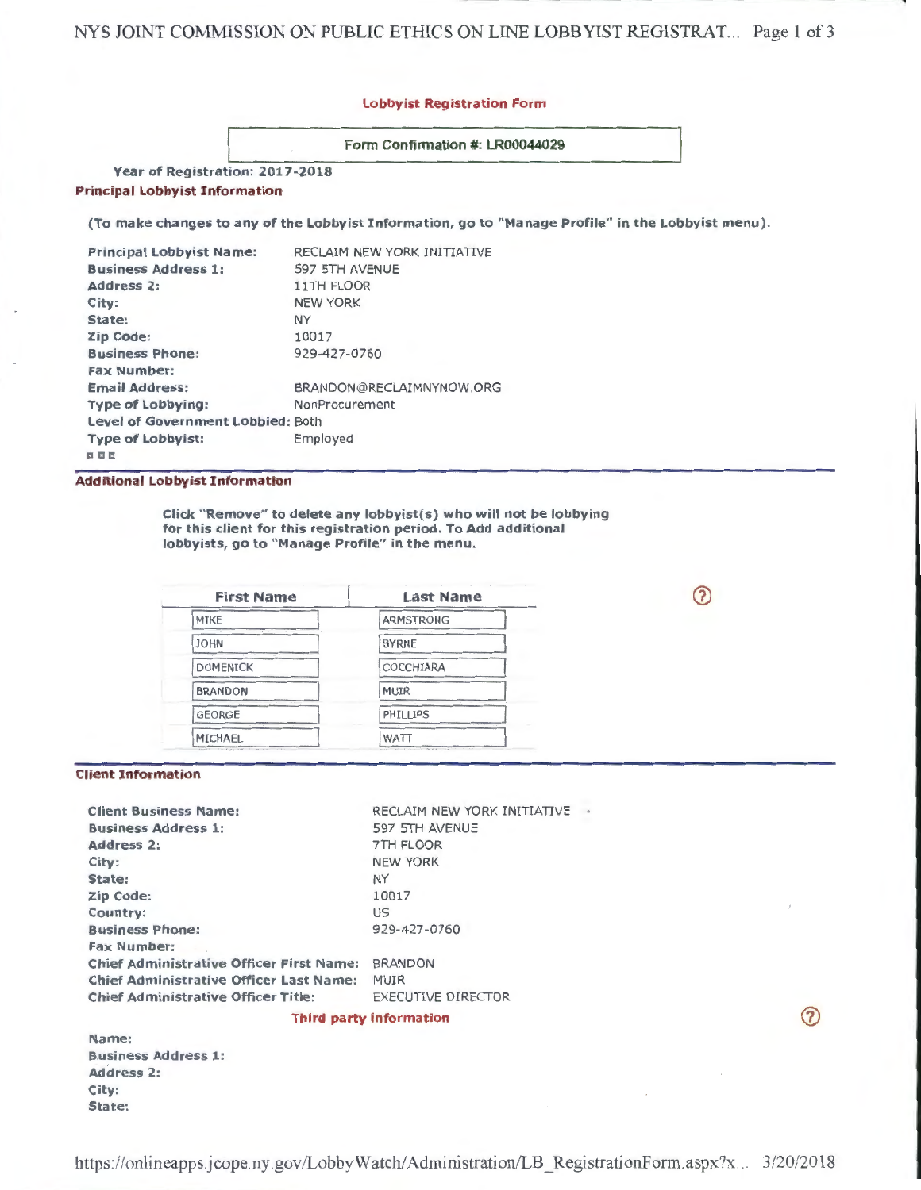## Lobbyist Registration Form

**Form Confirmation #: LR00044029**

**Year of Registration: 2017-2018**

### Principal Lobbyist Information

**(To make changes to any of the Lobbyist Information, go to "Manage Profile" in the Lobbyist menu).**

| | |
|---|---|
| **Principal Lobbyist Name:** | RECLAIM NEW YORK INITIATIVE |
| **Business Address 1:** | 597 5TH AVENUE |
| **Address 2:** | 11TH FLOOR |
| **City:** | NEW YORK |
| **State:** | NY |
| **Zip Code:** | 10017 |
| **Business Phone:** | 929-427-0760 |
| **Fax Number:** | |
| **Email Address:** | BRANDON@RECLAIMNYNOW.ORG |
| **Type of Lobbying:** | NonProcurement |
| **Level of Government Lobbied:** | Both |
| **Type of Lobbyist:** | Employed |

### Additional Lobbyist Information

**Click "Remove" to delete any lobbyist(s) who will not be lobbying for this client for this registration period. To Add additional lobbyists, go to "Manage Profile" in the menu.**

| First Name | Last Name |
|---|---|
| MIKE | ARMSTRONG |
| JOHN | BYRNE |
| DOMENICK | COCCHIARA |
| BRANDON | MUIR |
| GEORGE | PHILLIPS |
| MICHAEL | WATT |

### Client Information

| | |
|---|---|
| **Client Business Name:** | RECLAIM NEW YORK INITIATIVE |
| **Business Address 1:** | 597 5TH AVENUE |
| **Address 2:** | 7TH FLOOR |
| **City:** | NEW YORK |
| **State:** | NY |
| **Zip Code:** | 10017 |
| **Country:** | US |
| **Business Phone:** | 929-427-0760 |
| **Fax Number:** | |
| **Chief Administrative Officer First Name:** | BRANDON |
| **Chief Administrative Officer Last Name:** | MUIR |
| **Chief Administrative Officer Title:** | EXECUTIVE DIRECTOR |

#### Third party information

**Name:**
**Business Address 1:**
**Address 2:**
**City:**
**State:**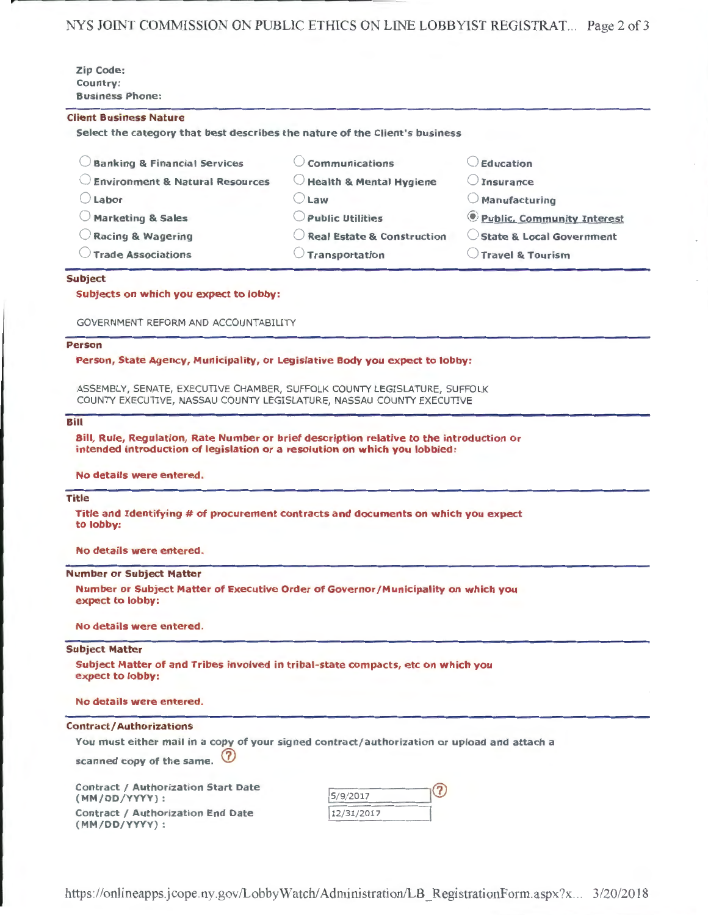Zip Code:
Country:
Business Phone:

### Client Business Nature

Select the category that best describes the nature of the Client's business

| | | |
|---|---|---|
| ◯ Banking & Financial Services | ◯ Communications | ◯ Education |
| ◯ Environment & Natural Resources | ◯ Health & Mental Hygiene | ◯ Insurance |
| ◯ Labor | ◯ Law | ◯ Manufacturing |
| ◯ Marketing & Sales | ◯ Public Utilities | ◉ Public, Community Interest |
| ◯ Racing & Wagering | ◯ Real Estate & Construction | ◯ State & Local Government |
| ◯ Trade Associations | ◯ Transportation | ◯ Travel & Tourism |

### Subject

**Subjects on which you expect to lobby:**

GOVERNMENT REFORM AND ACCOUNTABILITY

### Person

**Person, State Agency, Municipality, or Legislative Body you expect to lobby:**

ASSEMBLY, SENATE, EXECUTIVE CHAMBER, SUFFOLK COUNTY LEGISLATURE, SUFFOLK COUNTY EXECUTIVE, NASSAU COUNTY LEGISLATURE, NASSAU COUNTY EXECUTIVE

### Bill

**Bill, Rule, Regulation, Rate Number or brief description relative to the introduction or intended introduction of legislation or a resolution on which you lobbied:**

**No details were entered.**

### Title

**Title and Identifying # of procurement contracts and documents on which you expect to lobby:**

**No details were entered.**

### Number or Subject Matter

**Number or Subject Matter of Executive Order of Governor/Municipality on which you expect to lobby:**

**No details were entered.**

### Subject Matter

**Subject Matter of and Tribes involved in tribal-state compacts, etc on which you expect to lobby:**

**No details were entered.**

### Contract/Authorizations

You must either mail in a copy of your signed contract/authorization or upload and attach a scanned copy of the same.

| | |
|---|---|
| Contract / Authorization Start Date (MM/DD/YYYY) : | 5/9/2017 |
| Contract / Authorization End Date (MM/DD/YYYY) : | 12/31/2017 |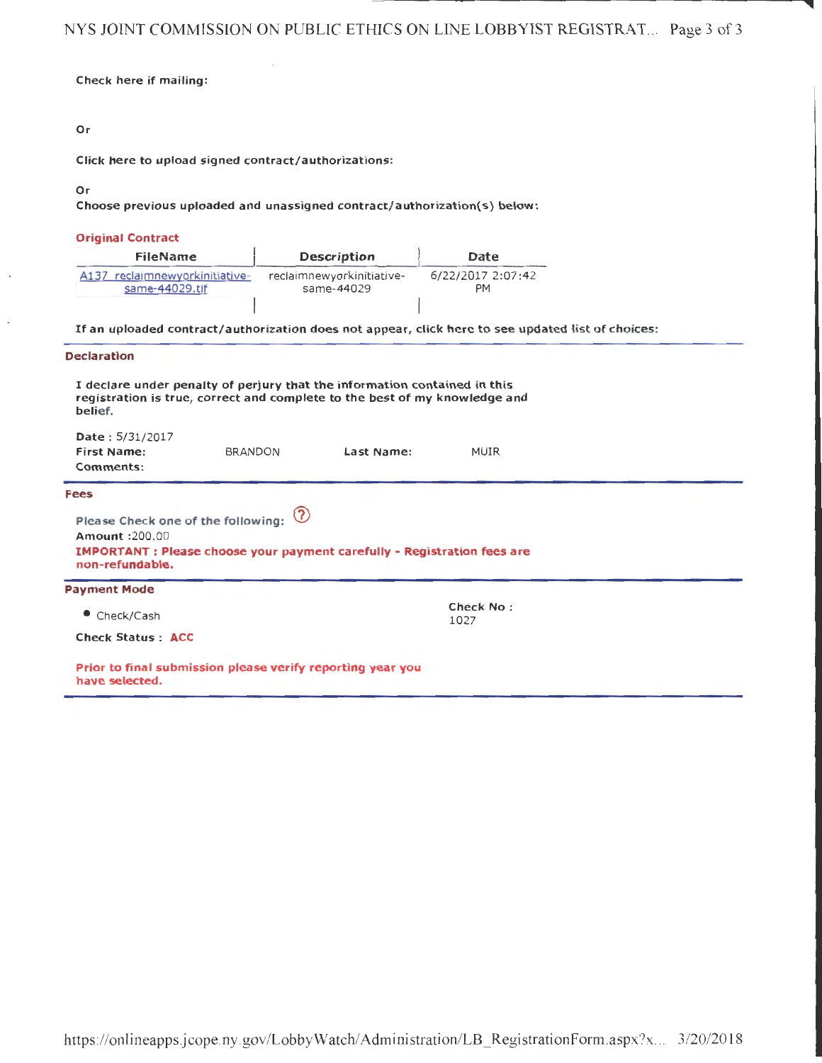Check here if mailing:

Or

Click here to upload signed contract/authorizations:

Or

Choose previous uploaded and unassigned contract/authorization(s) below:

**Original Contract**

| FileName | Description | Date |
|---|---|---|
| A137_reclaimnewyorkinitiative-same-44029.tif | reclaimnewyorkinitiative-same-44029 | 6/22/2017 2:07:42 PM |
| | | |

If an uploaded contract/authorization does not appear, click here to see updated list of choices:

## Declaration

I declare under penalty of perjury that the information contained in this registration is true, correct and complete to the best of my knowledge and belief.

Date : 5/31/2017

First Name: BRANDON Last Name: MUIR

Comments:

## Fees

Please Check one of the following:

Amount :200.00

**IMPORTANT : Please choose your payment carefully - Registration fees are non-refundable.**

## Payment Mode

- Check/Cash

Check No : 1027

Check Status : ACC

**Prior to final submission please verify reporting year you have selected.**